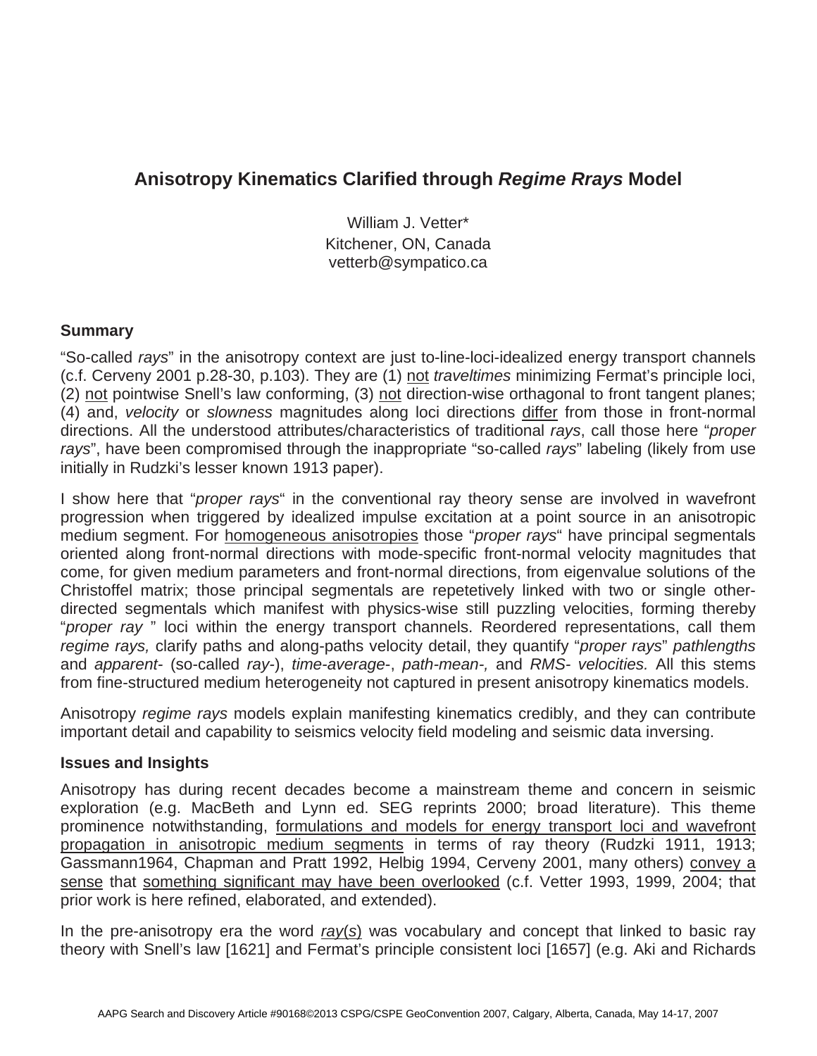# Anisotropy Kinematics Clarified through *Regime Rrays* Model

William J. Vetter*
Kitchener, ON, Canada
vetterb@sympatico.ca

## Summary

"So-called *rays*" in the anisotropy context are just to-line-loci-idealized energy transport channels (c.f. Cerveny 2001 p.28-30, p.103). They are (1) not *traveltimes* minimizing Fermat's principle loci, (2) not pointwise Snell's law conforming, (3) not direction-wise orthagonal to front tangent planes; (4) and, *velocity* or *slowness* magnitudes along loci directions differ from those in front-normal directions. All the understood attributes/characteristics of traditional *rays*, call those here "*proper rays*", have been compromised through the inappropriate "so-called *rays*" labeling (likely from use initially in Rudzki's lesser known 1913 paper).

I show here that "*proper rays*" in the conventional ray theory sense are involved in wavefront progression when triggered by idealized impulse excitation at a point source in an anisotropic medium segment. For homogeneous anisotropies those "*proper rays*" have principal segmentals oriented along front-normal directions with mode-specific front-normal velocity magnitudes that come, for given medium parameters and front-normal directions, from eigenvalue solutions of the Christoffel matrix; those principal segmentals are repetetively linked with two or single other-directed segmentals which manifest with physics-wise still puzzling velocities, forming thereby "*proper ray* " loci within the energy transport channels. Reordered representations, call them *regime rays,* clarify paths and along-paths velocity detail, they quantify "*proper rays*" *pathlengths* and *apparent-* (so-called *ray*-), *time-average*-, *path-mean-,* and *RMS- velocities.* All this stems from fine-structured medium heterogeneity not captured in present anisotropy kinematics models.

Anisotropy *regime rays* models explain manifesting kinematics credibly, and they can contribute important detail and capability to seismics velocity field modeling and seismic data inversing.

## Issues and Insights

Anisotropy has during recent decades become a mainstream theme and concern in seismic exploration (e.g. MacBeth and Lynn ed. SEG reprints 2000; broad literature). This theme prominence notwithstanding, formulations and models for energy transport loci and wavefront propagation in anisotropic medium segments in terms of ray theory (Rudzki 1911, 1913; Gassmann1964, Chapman and Pratt 1992, Helbig 1994, Cerveny 2001, many others) convey a sense that something significant may have been overlooked (c.f. Vetter 1993, 1999, 2004; that prior work is here refined, elaborated, and extended).

In the pre-anisotropy era the word *ray*(*s*) was vocabulary and concept that linked to basic ray theory with Snell's law [1621] and Fermat's principle consistent loci [1657] (e.g. Aki and Richards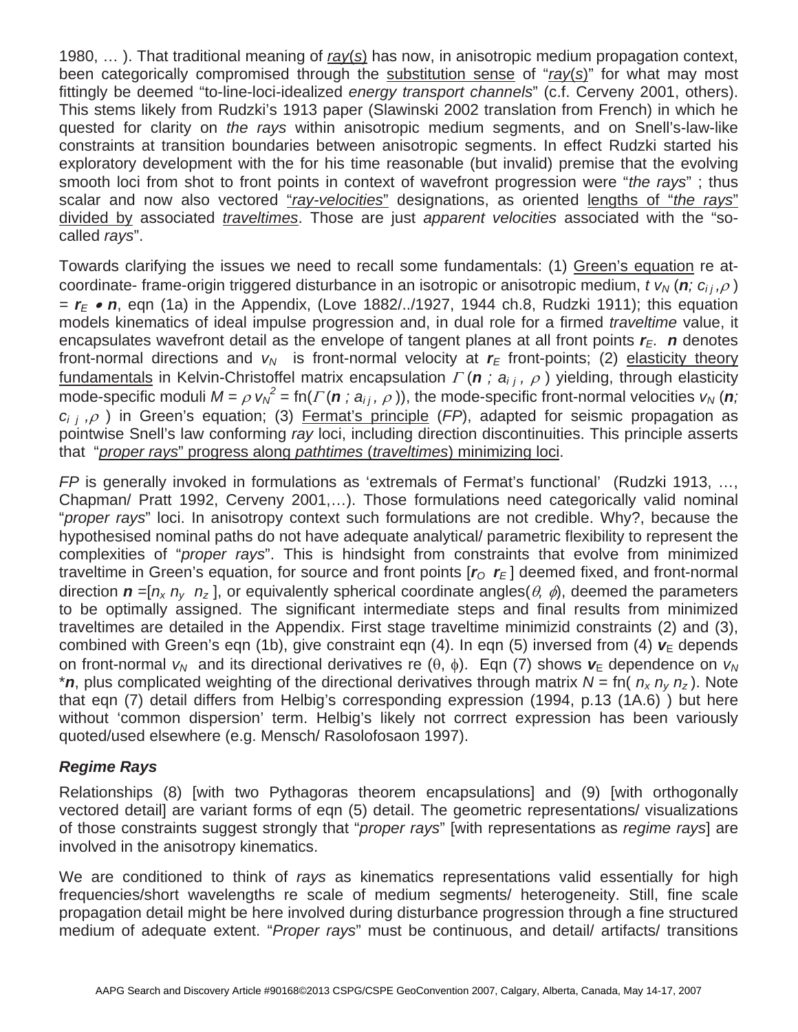1980, … ). That traditional meaning of ray(s) has now, in anisotropic medium propagation context, been categorically compromised through the substitution sense of "*ray*(s)" for what may most fittingly be deemed "to-line-loci-idealized *energy transport channels*" (c.f. Cerveny 2001, others). This stems likely from Rudzki's 1913 paper (Slawinski 2002 translation from French) in which he quested for clarity on *the rays* within anisotropic medium segments, and on Snell's-law-like constraints at transition boundaries between anisotropic segments. In effect Rudzki started his exploratory development with the for his time reasonable (but invalid) premise that the evolving smooth loci from shot to front points in context of wavefront progression were "*the rays*" ; thus scalar and now also vectored "*ray-velocities*" designations, as oriented lengths of "*the rays*" divided by associated *traveltimes*. Those are just *apparent velocities* associated with the "so-called *rays*".

Towards clarifying the issues we need to recall some fundamentals: (1) Green's equation re at-coordinate- frame-origin triggered disturbance in an isotropic or anisotropic medium, $t\, v_N\,(\boldsymbol{n};\, c_{ij}, \rho) = \boldsymbol{r}_E \bullet \boldsymbol{n}$, eqn (1a) in the Appendix, (Love 1882/../1927, 1944 ch.8, Rudzki 1911); this equation models kinematics of ideal impulse progression and, in dual role for a firmed *traveltime* value, it encapsulates wavefront detail as the envelope of tangent planes at all front points $\boldsymbol{r}_E$. $\boldsymbol{n}$ denotes front-normal directions and $v_N$ is front-normal velocity at $\boldsymbol{r}_E$ front-points; (2) elasticity theory fundamentals in Kelvin-Christoffel matrix encapsulation $\Gamma\,(\boldsymbol{n}\,;\, a_{ij},\, \rho)$ yielding, through elasticity mode-specific moduli $M = \rho\, v_N^{\,2} = \mathrm{fn}(\Gamma\,(\boldsymbol{n}\,;\, a_{ij},\, \rho))$, the mode-specific front-normal velocities $v_N\,(\boldsymbol{n};\, c_{ij}, \rho)$ in Green's equation; (3) Fermat's principle (*FP*), adapted for seismic propagation as pointwise Snell's law conforming *ray* loci, including direction discontinuities. This principle asserts that "*proper rays*" progress along *pathtimes* (*traveltimes*) minimizing loci.

*FP* is generally invoked in formulations as 'extremals of Fermat's functional' (Rudzki 1913, …, Chapman/ Pratt 1992, Cerveny 2001,…). Those formulations need categorically valid nominal "*proper rays*" loci. In anisotropy context such formulations are not credible. Why?, because the hypothesised nominal paths do not have adequate analytical/ parametric flexibility to represent the complexities of "*proper rays*". This is hindsight from constraints that evolve from minimized traveltime in Green's equation, for source and front points $[\boldsymbol{r}_O\;\, \boldsymbol{r}_E]$ deemed fixed, and front-normal direction $\boldsymbol{n} = [n_x\; n_y\;\; n_z]$, or equivalently spherical coordinate angles$(\theta,\, \phi)$, deemed the parameters to be optimally assigned. The significant intermediate steps and final results from minimized traveltimes are detailed in the Appendix. First stage traveltime minimizid constraints (2) and (3), combined with Green's eqn (1b), give constraint eqn (4). In eqn (5) inversed from (4) $\boldsymbol{v}_E$ depends on front-normal $v_N$ and its directional derivatives re $(\theta,\, \phi)$. Eqn (7) shows $\boldsymbol{v}_E$ dependence on $v_N$ $*\boldsymbol{n}$, plus complicated weighting of the directional derivatives through matrix $N = \mathrm{fn}(\, n_x\; n_y\; n_z\,)$. Note that eqn (7) detail differs from Helbig's corresponding expression (1994, p.13 (1A.6) ) but here without 'common dispersion' term. Helbig's likely not corrrect expression has been variously quoted/used elsewhere (e.g. Mensch/ Rasolofosaon 1997).

### *Regime Rays*

Relationships (8) [with two Pythagoras theorem encapsulations] and (9) [with orthogonally vectored detail] are variant forms of eqn (5) detail. The geometric representations/ visualizations of those constraints suggest strongly that "*proper rays*" [with representations as *regime rays*] are involved in the anisotropy kinematics.

We are conditioned to think of *rays* as kinematics representations valid essentially for high frequencies/short wavelengths re scale of medium segments/ heterogeneity. Still, fine scale propagation detail might be here involved during disturbance progression through a fine structured medium of adequate extent. "*Proper rays*" must be continuous, and detail/ artifacts/ transitions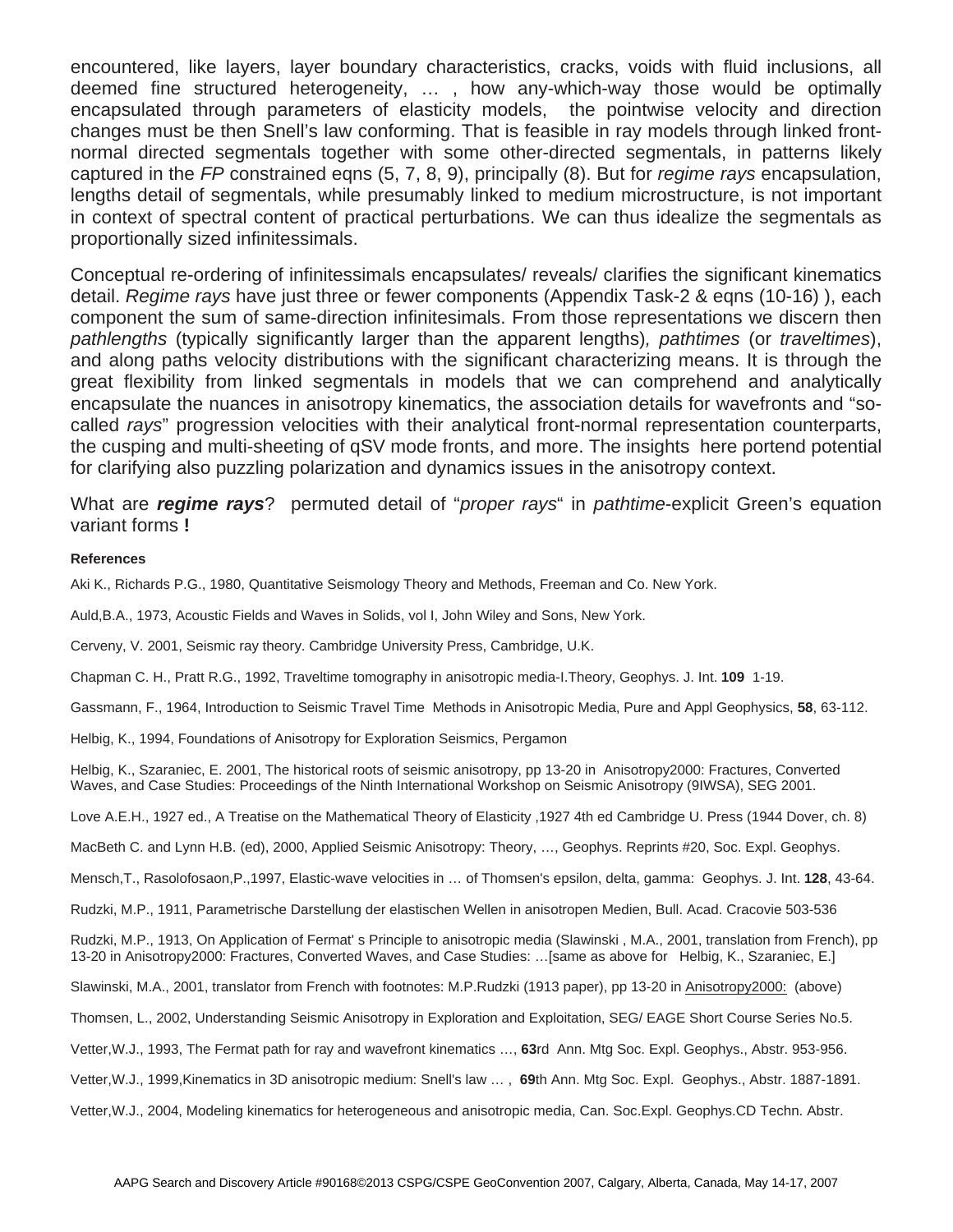encountered, like layers, layer boundary characteristics, cracks, voids with fluid inclusions, all deemed fine structured heterogeneity, … , how any-which-way those would be optimally encapsulated through parameters of elasticity models, the pointwise velocity and direction changes must be then Snell's law conforming. That is feasible in ray models through linked front-normal directed segmentals together with some other-directed segmentals, in patterns likely captured in the *FP* constrained eqns (5, 7, 8, 9), principally (8). But for *regime rays* encapsulation, lengths detail of segmentals, while presumably linked to medium microstructure, is not important in context of spectral content of practical perturbations. We can thus idealize the segmentals as proportionally sized infinitessimals.

Conceptual re-ordering of infinitessimals encapsulates/ reveals/ clarifies the significant kinematics detail. *Regime rays* have just three or fewer components (Appendix Task-2 & eqns (10-16) ), each component the sum of same-direction infinitesimals. From those representations we discern then *pathlengths* (typically significantly larger than the apparent lengths), *pathtimes* (or *traveltimes*), and along paths velocity distributions with the significant characterizing means. It is through the great flexibility from linked segmentals in models that we can comprehend and analytically encapsulate the nuances in anisotropy kinematics, the association details for wavefronts and "so-called *rays*" progression velocities with their analytical front-normal representation counterparts, the cusping and multi-sheeting of qSV mode fronts, and more. The insights here portend potential for clarifying also puzzling polarization and dynamics issues in the anisotropy context.

What are ***regime rays***? permuted detail of "*proper rays*" in *pathtime*-explicit Green's equation variant forms **!**

**References**

Aki K., Richards P.G., 1980, Quantitative Seismology Theory and Methods, Freeman and Co. New York.

Auld,B.A., 1973, Acoustic Fields and Waves in Solids, vol I, John Wiley and Sons, New York.

Cerveny, V. 2001, Seismic ray theory. Cambridge University Press, Cambridge, U.K.

Chapman C. H., Pratt R.G., 1992, Traveltime tomography in anisotropic media-I.Theory, Geophys. J. Int. **109** 1-19.

Gassmann, F., 1964, Introduction to Seismic Travel Time Methods in Anisotropic Media, Pure and Appl Geophysics, **58**, 63-112.

Helbig, K., 1994, Foundations of Anisotropy for Exploration Seismics, Pergamon

Helbig, K., Szaraniec, E. 2001, The historical roots of seismic anisotropy, pp 13-20 in Anisotropy2000: Fractures, Converted Waves, and Case Studies: Proceedings of the Ninth International Workshop on Seismic Anisotropy (9IWSA), SEG 2001.

Love A.E.H., 1927 ed., A Treatise on the Mathematical Theory of Elasticity ,1927 4th ed Cambridge U. Press (1944 Dover, ch. 8)

MacBeth C. and Lynn H.B. (ed), 2000, Applied Seismic Anisotropy: Theory, …, Geophys. Reprints #20, Soc. Expl. Geophys.

Mensch,T., Rasolofosaon,P.,1997, Elastic-wave velocities in … of Thomsen's epsilon, delta, gamma: Geophys. J. Int. **128**, 43-64.

Rudzki, M.P., 1911, Parametrische Darstellung der elastischen Wellen in anisotropen Medien, Bull. Acad. Cracovie 503-536

Rudzki, M.P., 1913, On Application of Fermat' s Principle to anisotropic media (Slawinski , M.A., 2001, translation from French), pp 13-20 in Anisotropy2000: Fractures, Converted Waves, and Case Studies: …[same as above for Helbig, K., Szaraniec, E.]

Slawinski, M.A., 2001, translator from French with footnotes: M.P.Rudzki (1913 paper), pp 13-20 in Anisotropy2000: (above)

Thomsen, L., 2002, Understanding Seismic Anisotropy in Exploration and Exploitation, SEG/ EAGE Short Course Series No.5.

Vetter,W.J., 1993, The Fermat path for ray and wavefront kinematics …, **63**rd Ann. Mtg Soc. Expl. Geophys., Abstr. 953-956.

Vetter,W.J., 1999,Kinematics in 3D anisotropic medium: Snell's law … , **69**th Ann. Mtg Soc. Expl. Geophys., Abstr. 1887-1891.

Vetter,W.J., 2004, Modeling kinematics for heterogeneous and anisotropic media, Can. Soc.Expl. Geophys.CD Techn. Abstr.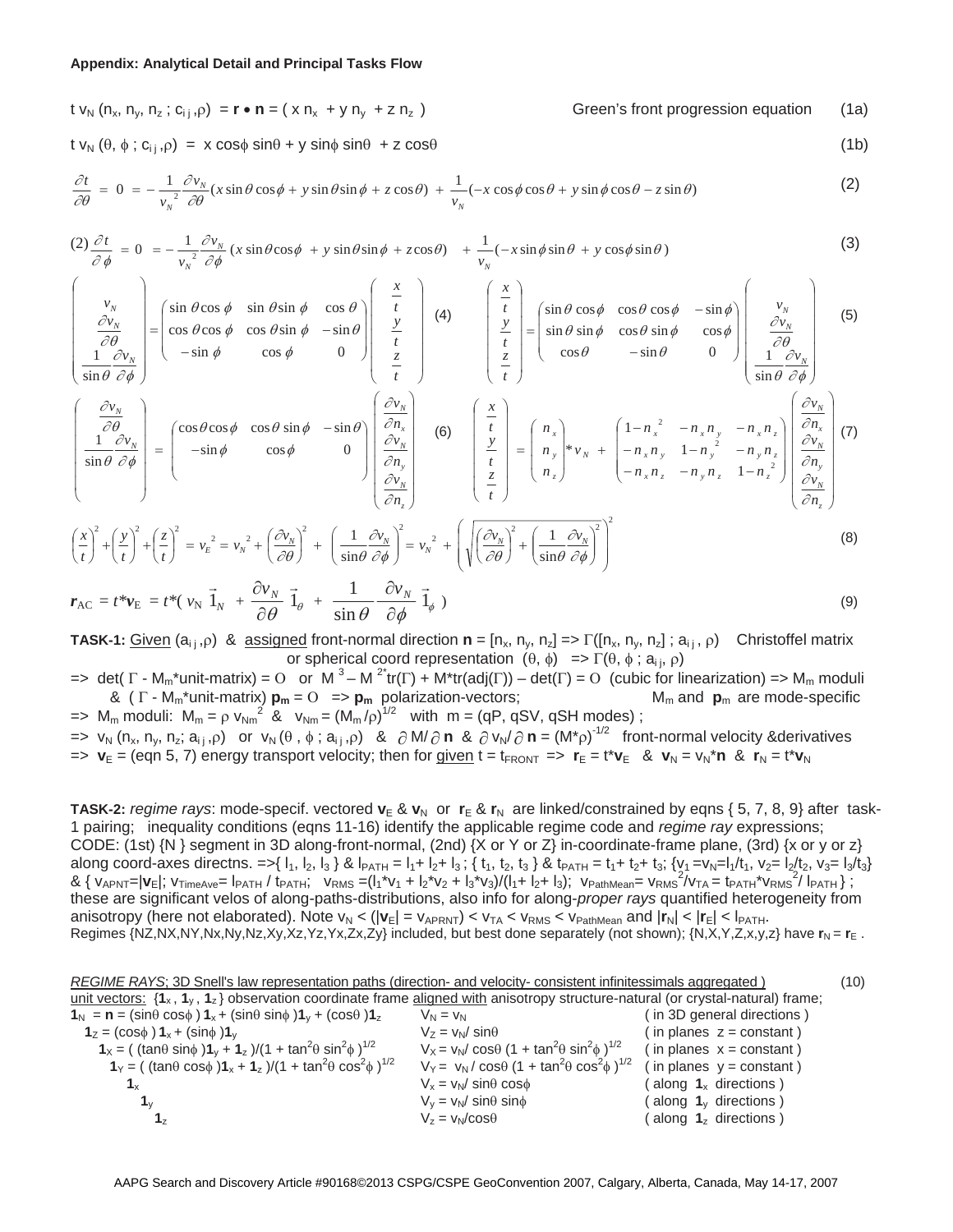**Appendix: Analytical Detail and Principal Tasks Flow**

$$t\, v_N\, (n_x, n_y, n_z\, ;\, c_{ij}, \rho) = \mathbf{r} \bullet \mathbf{n} = (\, x\, n_x + y\, n_y + z\, n_z\, ) \qquad \text{Green's front progression equation} \tag{1a}$$

$$t\, v_N\, (\theta, \phi\, ;\, c_{ij}, \rho) = x \cos\phi \sin\theta + y \sin\phi \sin\theta + z \cos\theta \tag{1b}$$

$$\frac{\partial t}{\partial \theta} = 0 = -\frac{1}{v_N^{\,2}} \frac{\partial v_N}{\partial \theta} (x \sin\theta \cos\phi + y \sin\theta \sin\phi + z \cos\theta) + \frac{1}{v_N}(-x \cos\phi \cos\theta + y \sin\phi \cos\theta - z \sin\theta) \tag{2}$$

$$(2)\frac{\partial t}{\partial \phi} = 0 = -\frac{1}{v_N^{\,2}} \frac{\partial v_N}{\partial \phi} (x \sin\theta \cos\phi + y \sin\theta \sin\phi + z \cos\theta) + \frac{1}{v_N}(-x \sin\phi \sin\theta + y \cos\phi \sin\theta) \tag{3}$$

$$\begin{pmatrix} v_N \\ \dfrac{\partial v_N}{\partial \theta} \\ \dfrac{1}{\sin\theta}\dfrac{\partial v_N}{\partial \phi} \end{pmatrix} = \begin{pmatrix} \sin\theta \cos\phi & \sin\theta \sin\phi & \cos\theta \\ \cos\theta \cos\phi & \cos\theta \sin\phi & -\sin\theta \\ -\sin\phi & \cos\phi & 0 \end{pmatrix} \begin{pmatrix} \dfrac{x}{t} \\ \dfrac{y}{t} \\ \dfrac{z}{t} \end{pmatrix} \tag{4}$$

$$\begin{pmatrix} \dfrac{x}{t} \\ \dfrac{y}{t} \\ \dfrac{z}{t} \end{pmatrix} = \begin{pmatrix} \sin\theta \cos\phi & \cos\theta \cos\phi & -\sin\phi \\ \sin\theta \sin\phi & \cos\theta \sin\phi & \cos\phi \\ \cos\theta & -\sin\theta & 0 \end{pmatrix} \begin{pmatrix} v_N \\ \dfrac{\partial v_N}{\partial \theta} \\ \dfrac{1}{\sin\theta}\dfrac{\partial v_N}{\partial \phi} \end{pmatrix} \tag{5}$$

$$\begin{pmatrix} \dfrac{\partial v_N}{\partial \theta} \\ \dfrac{1}{\sin\theta}\dfrac{\partial v_N}{\partial \phi} \end{pmatrix} = \begin{pmatrix} \cos\theta \cos\phi & \cos\theta \sin\phi & -\sin\theta \\ -\sin\phi & \cos\phi & 0 \end{pmatrix} \begin{pmatrix} \dfrac{\partial v_N}{\partial n_x} \\ \dfrac{\partial v_N}{\partial n_y} \\ \dfrac{\partial v_N}{\partial n_z} \end{pmatrix} \tag{6}$$

$$\begin{pmatrix} \dfrac{x}{t} \\ \dfrac{y}{t} \\ \dfrac{z}{t} \end{pmatrix} = \begin{pmatrix} n_x \\ n_y \\ n_z \end{pmatrix} * v_N + \begin{pmatrix} 1-n_x^{\,2} & -n_x n_y & -n_x n_z \\ -n_x n_y & 1-n_y^{\,2} & -n_y n_z \\ -n_x n_z & -n_y n_z & 1-n_z^{\,2} \end{pmatrix} \begin{pmatrix} \dfrac{\partial v_N}{\partial n_x} \\ \dfrac{\partial v_N}{\partial n_y} \\ \dfrac{\partial v_N}{\partial n_z} \end{pmatrix} \tag{7}$$

$$\left(\frac{x}{t}\right)^2 + \left(\frac{y}{t}\right)^2 + \left(\frac{z}{t}\right)^2 = v_E^{\,2} = v_N^{\,2} + \left(\frac{\partial v_N}{\partial \theta}\right)^2 + \left(\frac{1}{\sin\theta}\frac{\partial v_N}{\partial \phi}\right)^2 = v_N^{\,2} + \left(\sqrt{\left(\frac{\partial v_N}{\partial \theta}\right)^2 + \left(\frac{1}{\sin\theta}\frac{\partial v_N}{\partial \phi}\right)^2}\right)^2 \tag{8}$$

$$\mathbf{r}_{AC} = t^*\mathbf{v}_E = t^*(\, v_N\, \vec{1}_N + \frac{\partial v_N}{\partial \theta}\, \vec{1}_\theta + \frac{1}{\sin\theta}\frac{\partial v_N}{\partial \phi}\, \vec{1}_\phi\, ) \tag{9}$$

**TASK-1:** Given $(a_{ij}, \rho)$ & assigned front-normal direction $\mathbf{n} = [n_x, n_y, n_z] \Rightarrow \Gamma([n_x, n_y, n_z]\, ;\, a_{ij}, \rho)$ Christoffel matrix or spherical coord representation $(\theta, \phi) \Rightarrow \Gamma(\theta, \phi\, ;\, a_{ij}, \rho)$

$\Rightarrow$ $\det(\Gamma - M_m{*}\text{unit-matrix}) = 0$ or $M^3 - M^{2*}\mathrm{tr}(\Gamma) + M^*\mathrm{tr}(\mathrm{adj}(\Gamma)) - \det(\Gamma) = 0$ (cubic for linearization) $\Rightarrow$ $M_m$ moduli & $(\Gamma - M_m{*}\text{unit-matrix})\, \mathbf{p}_m = 0$ $\Rightarrow$ $\mathbf{p}_m$ polarization-vectors; $M_m$ and $\mathbf{p}_m$ are mode-specific

$\Rightarrow$ $M_m$ moduli: $M_m = \rho\, v_{Nm}^{\,2}$ & $v_{Nm} = (M_m/\rho)^{1/2}$ with $m = $ (qP, qSV, qSH modes) ;

$\Rightarrow$ $v_N\, (n_x, n_y, n_z;\, a_{ij}, \rho)$ or $v_N\, (\theta, \phi\, ;\, a_{ij}, \rho)$ & $\partial M/\partial \mathbf{n}$ & $\partial v_N/\partial \mathbf{n} = (M^*\rho)^{-1/2}$ front-normal velocity &derivatives

$\Rightarrow$ $\mathbf{v}_E$ = (eqn 5, 7) energy transport velocity; then for given $t = t_{FRONT}$ $\Rightarrow$ $\mathbf{r}_E = t^*\mathbf{v}_E$ & $\mathbf{v}_N = v_N{*}\mathbf{n}$ & $\mathbf{r}_N = t^*\mathbf{v}_N$

**TASK-2:** *regime rays*: mode-specif. vectored $\mathbf{v}_E$ & $\mathbf{v}_N$ or $\mathbf{r}_E$ & $\mathbf{r}_N$ are linked/constrained by eqns {5, 7, 8, 9} after task-1 pairing; inequality conditions (eqns 11-16) identify the applicable regime code and *regime ray* expressions; CODE: (1st) {N } segment in 3D along-front-normal, (2nd) {X or Y or Z} in-coordinate-frame plane, (3rd) {x or y or z} along coord-axes directns. $\Rightarrow$ $\{ l_1, l_2, l_3 \}$ & $l_{PATH} = l_1 + l_2 + l_3$ ; $\{ t_1, t_2, t_3 \}$ & $t_{PATH} = t_1 + t_2 + t_3$; $\{v_1 = v_N = l_1/t_1,\ v_2 = l_2/t_2,\ v_3 = l_3/t_3\}$ & $\{ v_{APNT} = |\mathbf{v}_E|;\ v_{TimeAve} = l_{PATH} / t_{PATH};\ v_{RMS} = (l_1{*}v_1 + l_2{*}v_2 + l_3{*}v_3)/(l_1 + l_2 + l_3);\ v_{PathMean} = v_{RMS}^{\,2}/v_{TA} = t_{PATH}{*}v_{RMS}^{\,2}/ l_{PATH} \}$ ; these are significant velos of along-paths-distributions, also info for along-*proper rays* quantified heterogeneity from anisotropy (here not elaborated). Note $v_N < (|\mathbf{v}_E| = v_{APRNT}) < v_{TA} < v_{RMS} < v_{PathMean}$ and $|\mathbf{r}_N| < |\mathbf{r}_E| < l_{PATH}$.

Regimes {NZ,NX,NY,Nx,Ny,Nz,Xy,Xz,Yz,Yx,Zx,Zy} included, but best done separately (not shown); {N,X,Y,Z,x,y,z} have $\mathbf{r}_N = \mathbf{r}_E$ .

*REGIME RAYS*; 3D Snell's law representation paths (direction- and velocity- consistent infinitessimals aggregated ) (10)

unit vectors: $\{\mathbf{1}_x, \mathbf{1}_y, \mathbf{1}_z\}$ observation coordinate frame aligned with anisotropy structure-natural (or crystal-natural) frame;

| | | |
|---|---|---|
| $\mathbf{1}_N = \mathbf{n} = (\sin\theta \cos\phi)\, \mathbf{1}_x + (\sin\theta \sin\phi)\mathbf{1}_y + (\cos\theta)\mathbf{1}_z$ | $V_N = v_N$ | ( in 3D general directions ) |
| $\mathbf{1}_Z = (\cos\phi)\, \mathbf{1}_x + (\sin\phi)\mathbf{1}_y$ | $V_Z = v_N/ \sin\theta$ | ( in planes $z$ = constant ) |
| $\mathbf{1}_X = (\, (\tan\theta \sin\phi\, )\mathbf{1}_y + \mathbf{1}_z\, )/(1 + \tan^2\theta \sin^2\phi\, )^{1/2}$ | $V_X = v_N/ \cos\theta\, (1 + \tan^2\theta \sin^2\phi\, )^{1/2}$ | ( in planes $x$ = constant ) |
| $\mathbf{1}_Y = (\, (\tan\theta \cos\phi\, )\mathbf{1}_x + \mathbf{1}_z\, )/(1 + \tan^2\theta \cos^2\phi\, )^{1/2}$ | $V_Y = v_N/ \cos\theta\, (1 + \tan^2\theta \cos^2\phi\, )^{1/2}$ | ( in planes $y$ = constant ) |
| $\mathbf{1}_x$ | $V_x = v_N/ \sin\theta \cos\phi$ | ( along $\mathbf{1}_x$ directions ) |
| $\mathbf{1}_y$ | $V_y = v_N/ \sin\theta \sin\phi$ | ( along $\mathbf{1}_y$ directions ) |
| $\mathbf{1}_z$ | $V_z = v_N/\cos\theta$ | ( along $\mathbf{1}_z$ directions ) |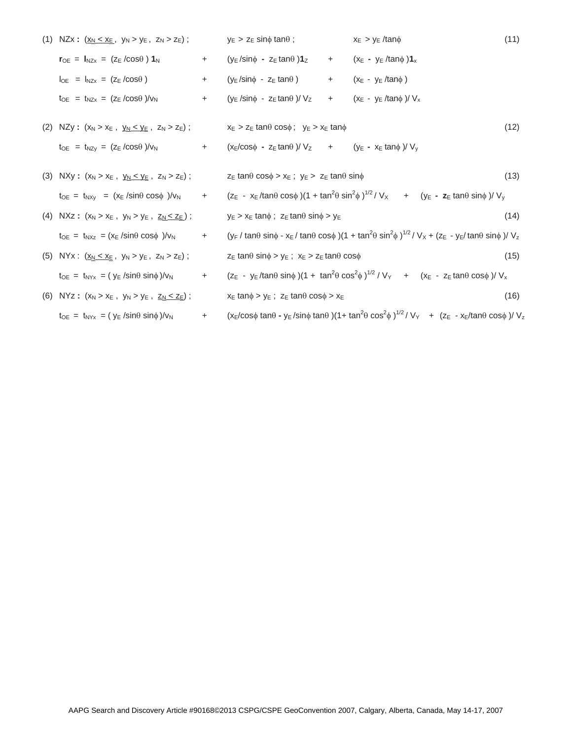(1) NZx : ($\underline{x_N < x_E}$, $y_N > y_E$, $z_N > z_E$) ; $\quad y_E > z_E \sin\phi \tan\theta$ ; $\quad x_E > y_E / \tan\phi$ (11)

$$\mathbf{r}_{OE} = \mathbf{l}_{NZx} = (z_E / \cos\theta)\, \mathbf{1}_N + (y_E / \sin\phi - z_E \tan\theta)\mathbf{1}_Z + (x_E - y_E / \tan\phi)\mathbf{1}_x$$

$$l_{OE} = l_{NZx} = (z_E / \cos\theta) + (y_E / \sin\phi - z_E \tan\theta) + (x_E - y_E / \tan\phi)$$

$$t_{OE} = t_{NZx} = (z_E / \cos\theta)/v_N + (y_E / \sin\phi - z_E \tan\theta)/ V_Z + (x_E - y_E / \tan\phi)/ V_x$$

(2) NZy : ($x_N > x_E$, $\underline{y_N < y_E}$, $z_N > z_E$) ; $\quad x_E > z_E \tan\theta \cos\phi$ ; $\quad y_E > x_E \tan\phi$ (12)

$$t_{OE} = t_{NZy} = (z_E / \cos\theta)/v_N + (x_E/\cos\phi - z_E \tan\theta)/ V_Z + (y_E - x_E \tan\phi)/ V_y$$

(3) NXy : ($x_N > x_E$, $\underline{y_N < y_E}$, $z_N > z_E$) ; $\quad z_E \tan\theta \cos\phi > x_E$ ; $\quad y_E > z_E \tan\theta \sin\phi$ (13)

$$t_{OE} = t_{NXy} = (x_E / \sin\theta \cos\phi)/v_N + (z_E - x_E / \tan\theta \cos\phi)(1 + \tan^2\theta \sin^2\phi)^{1/2} / V_X + (y_E - z_E \tan\theta \sin\phi)/ V_y$$

(4) NXz : ($x_N > x_E$, $y_N > y_E$, $\underline{z_N < z_E}$) ; $\quad y_E > x_E \tan\phi$ ; $\quad z_E \tan\theta \sin\phi > y_E$ (14)

$$t_{OE} = t_{NXz} = (x_E / \sin\theta \cos\phi)/v_N + (y_F / \tan\theta \sin\phi - x_E / \tan\theta \cos\phi)(1 + \tan^2\theta \sin^2\phi)^{1/2} / V_X + (z_E - y_E / \tan\theta \sin\phi)/ V_z$$

(5) NYx : ($\underline{x_N < x_E}$, $y_N > y_E$, $z_N > z_E$) ; $\quad z_E \tan\theta \sin\phi > y_E$ ; $\quad x_E > z_E \tan\theta \cos\phi$ (15)

$$t_{OE} = t_{NYx} = (y_E / \sin\theta \sin\phi)/v_N + (z_E - y_E / \tan\theta \sin\phi)(1 + \tan^2\theta \cos^2\phi)^{1/2} / V_Y + (x_E - z_E \tan\theta \cos\phi)/ V_x$$

(6) NYz : ($x_N > x_E$, $y_N > y_E$, $\underline{z_N < z_E}$) ; $\quad x_E \tan\phi > y_E$ ; $\quad z_E \tan\theta \cos\phi > x_E$ (16)

$$t_{OE} = t_{NYx} = (y_E / \sin\theta \sin\phi)/v_N + (x_E/\cos\phi \tan\theta - y_E / \sin\phi \tan\theta)(1 + \tan^2\theta \cos^2\phi)^{1/2} / V_Y + (z_E - x_E/\tan\theta \cos\phi)/ V_z$$